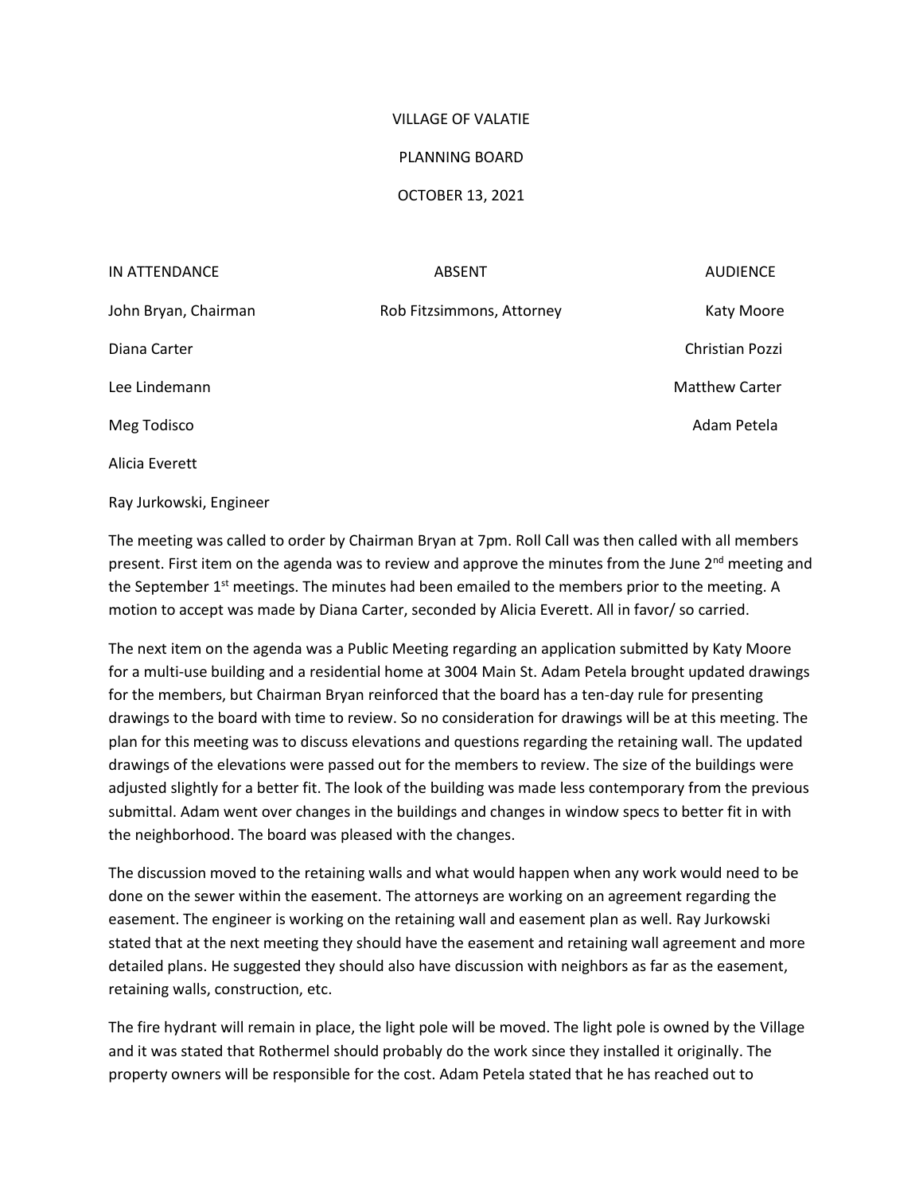VILLAGE OF VALATIE

PLANNING BOARD

OCTOBER 13, 2021

| IN ATTENDANCE | ABSENT | AUDIENCE |
| --- | --- | --- |
| John Bryan, Chairman | Rob Fitzsimmons, Attorney | Katy Moore |
| Diana Carter | | Christian Pozzi |
| Lee Lindemann | | Matthew Carter |
| Meg Todisco | | Adam Petela |
| Alicia Everett | | |
| Ray Jurkowski, Engineer | | |

The meeting was called to order by Chairman Bryan at 7pm. Roll Call was then called with all members present. First item on the agenda was to review and approve the minutes from the June 2nd meeting and the September 1st meetings. The minutes had been emailed to the members prior to the meeting. A motion to accept was made by Diana Carter, seconded by Alicia Everett. All in favor/ so carried.

The next item on the agenda was a Public Meeting regarding an application submitted by Katy Moore for a multi-use building and a residential home at 3004 Main St. Adam Petela brought updated drawings for the members, but Chairman Bryan reinforced that the board has a ten-day rule for presenting drawings to the board with time to review. So no consideration for drawings will be at this meeting. The plan for this meeting was to discuss elevations and questions regarding the retaining wall. The updated drawings of the elevations were passed out for the members to review. The size of the buildings were adjusted slightly for a better fit. The look of the building was made less contemporary from the previous submittal. Adam went over changes in the buildings and changes in window specs to better fit in with the neighborhood. The board was pleased with the changes.

The discussion moved to the retaining walls and what would happen when any work would need to be done on the sewer within the easement. The attorneys are working on an agreement regarding the easement. The engineer is working on the retaining wall and easement plan as well. Ray Jurkowski stated that at the next meeting they should have the easement and retaining wall agreement and more detailed plans. He suggested they should also have discussion with neighbors as far as the easement, retaining walls, construction, etc.

The fire hydrant will remain in place, the light pole will be moved. The light pole is owned by the Village and it was stated that Rothermel should probably do the work since they installed it originally. The property owners will be responsible for the cost. Adam Petela stated that he has reached out to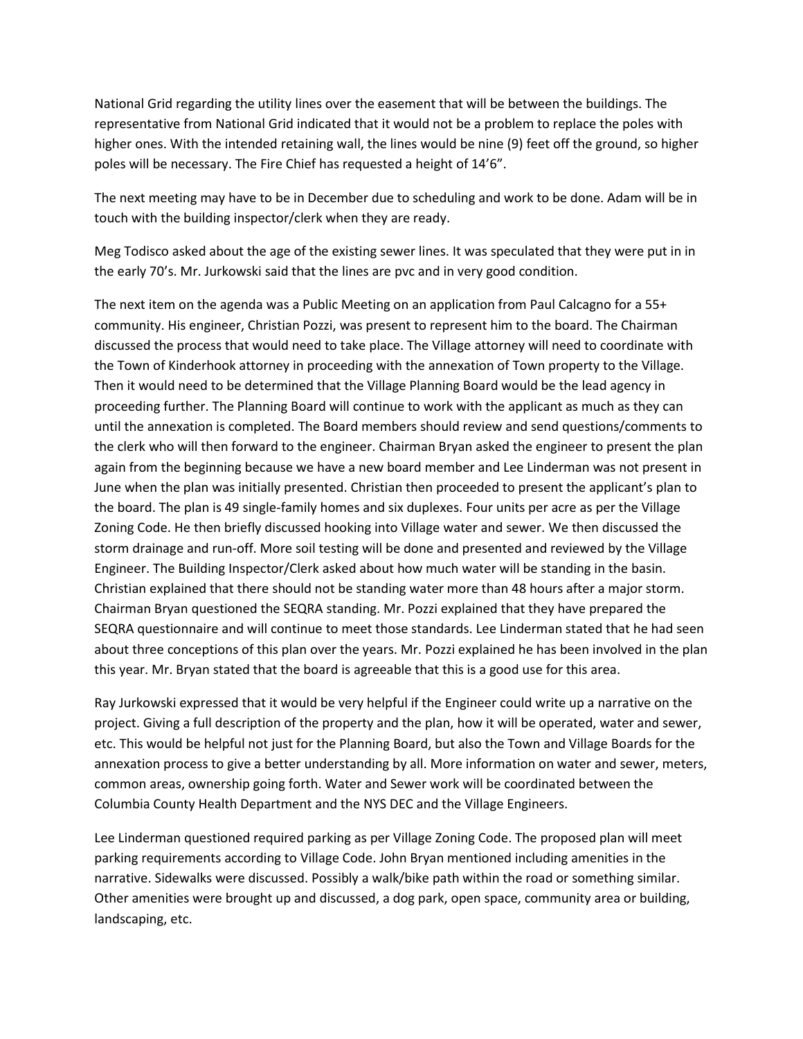National Grid regarding the utility lines over the easement that will be between the buildings. The representative from National Grid indicated that it would not be a problem to replace the poles with higher ones. With the intended retaining wall, the lines would be nine (9) feet off the ground, so higher poles will be necessary. The Fire Chief has requested a height of 14'6".

The next meeting may have to be in December due to scheduling and work to be done. Adam will be in touch with the building inspector/clerk when they are ready.

Meg Todisco asked about the age of the existing sewer lines. It was speculated that they were put in in the early 70's. Mr. Jurkowski said that the lines are pvc and in very good condition.

The next item on the agenda was a Public Meeting on an application from Paul Calcagno for a 55+ community. His engineer, Christian Pozzi, was present to represent him to the board. The Chairman discussed the process that would need to take place. The Village attorney will need to coordinate with the Town of Kinderhook attorney in proceeding with the annexation of Town property to the Village. Then it would need to be determined that the Village Planning Board would be the lead agency in proceeding further. The Planning Board will continue to work with the applicant as much as they can until the annexation is completed. The Board members should review and send questions/comments to the clerk who will then forward to the engineer. Chairman Bryan asked the engineer to present the plan again from the beginning because we have a new board member and Lee Linderman was not present in June when the plan was initially presented. Christian then proceeded to present the applicant's plan to the board. The plan is 49 single-family homes and six duplexes. Four units per acre as per the Village Zoning Code. He then briefly discussed hooking into Village water and sewer. We then discussed the storm drainage and run-off. More soil testing will be done and presented and reviewed by the Village Engineer. The Building Inspector/Clerk asked about how much water will be standing in the basin. Christian explained that there should not be standing water more than 48 hours after a major storm. Chairman Bryan questioned the SEQRA standing. Mr. Pozzi explained that they have prepared the SEQRA questionnaire and will continue to meet those standards. Lee Linderman stated that he had seen about three conceptions of this plan over the years. Mr. Pozzi explained he has been involved in the plan this year. Mr. Bryan stated that the board is agreeable that this is a good use for this area.

Ray Jurkowski expressed that it would be very helpful if the Engineer could write up a narrative on the project. Giving a full description of the property and the plan, how it will be operated, water and sewer, etc. This would be helpful not just for the Planning Board, but also the Town and Village Boards for the annexation process to give a better understanding by all. More information on water and sewer, meters, common areas, ownership going forth. Water and Sewer work will be coordinated between the Columbia County Health Department and the NYS DEC and the Village Engineers.

Lee Linderman questioned required parking as per Village Zoning Code. The proposed plan will meet parking requirements according to Village Code. John Bryan mentioned including amenities in the narrative. Sidewalks were discussed. Possibly a walk/bike path within the road or something similar. Other amenities were brought up and discussed, a dog park, open space, community area or building, landscaping, etc.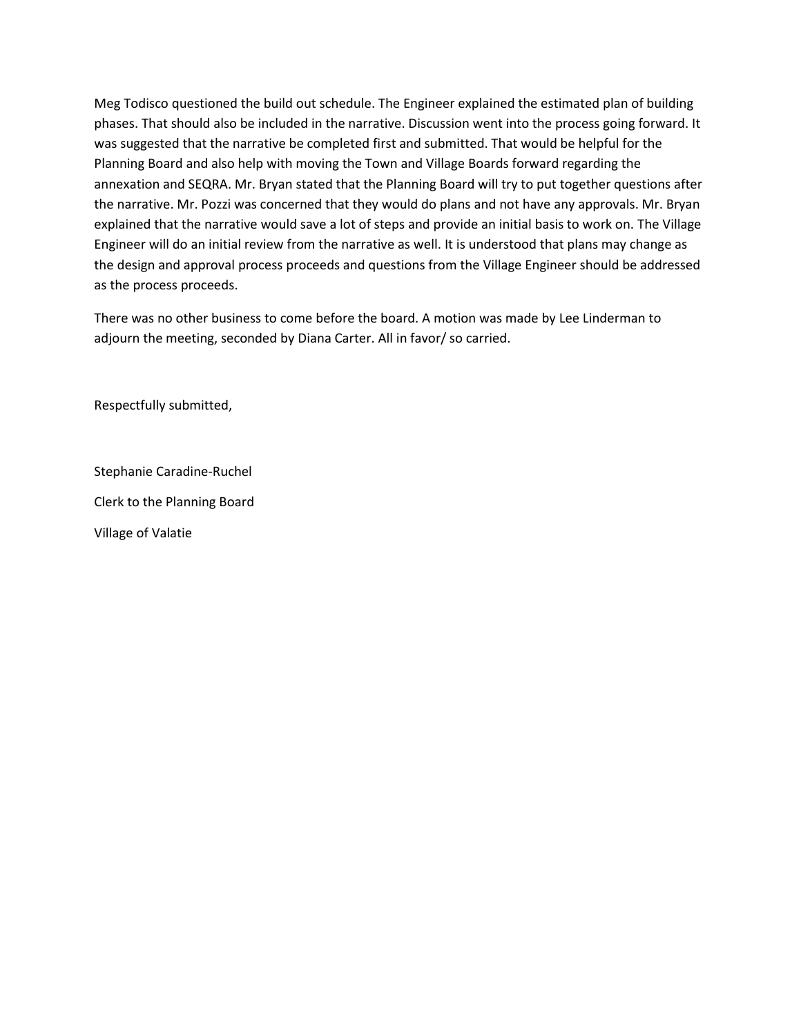Meg Todisco questioned the build out schedule. The Engineer explained the estimated plan of building phases. That should also be included in the narrative. Discussion went into the process going forward. It was suggested that the narrative be completed first and submitted. That would be helpful for the Planning Board and also help with moving the Town and Village Boards forward regarding the annexation and SEQRA. Mr. Bryan stated that the Planning Board will try to put together questions after the narrative. Mr. Pozzi was concerned that they would do plans and not have any approvals. Mr. Bryan explained that the narrative would save a lot of steps and provide an initial basis to work on. The Village Engineer will do an initial review from the narrative as well. It is understood that plans may change as the design and approval process proceeds and questions from the Village Engineer should be addressed as the process proceeds.

There was no other business to come before the board. A motion was made by Lee Linderman to adjourn the meeting, seconded by Diana Carter. All in favor/ so carried.

Respectfully submitted,

Stephanie Caradine-Ruchel

Clerk to the Planning Board

Village of Valatie